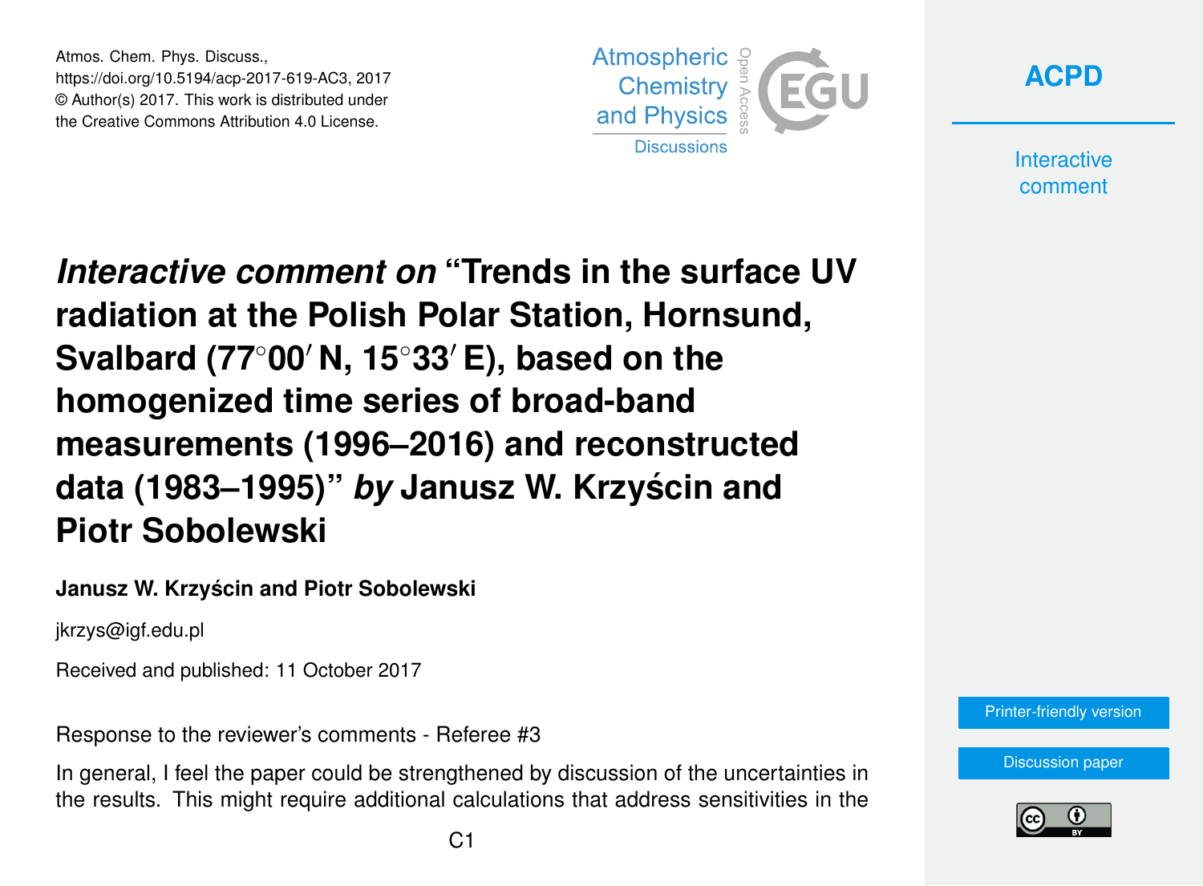# *Interactive comment on* "Trends in the surface UV radiation at the Polish Polar Station, Hornsund, Svalbard (77°00′ N, 15°33′ E), based on the homogenized time series of broad-band measurements (1996–2016) and reconstructed data (1983–1995)" *by* Janusz W. Krzyścin and Piotr Sobolewski

**Janusz W. Krzyścin and Piotr Sobolewski**

jkrzys@igf.edu.pl

Received and published: 11 October 2017

Response to the reviewer's comments - Referee #3

In general, I feel the paper could be strengthened by discussion of the uncertainties in the results. This might require additional calculations that address sensitivities in the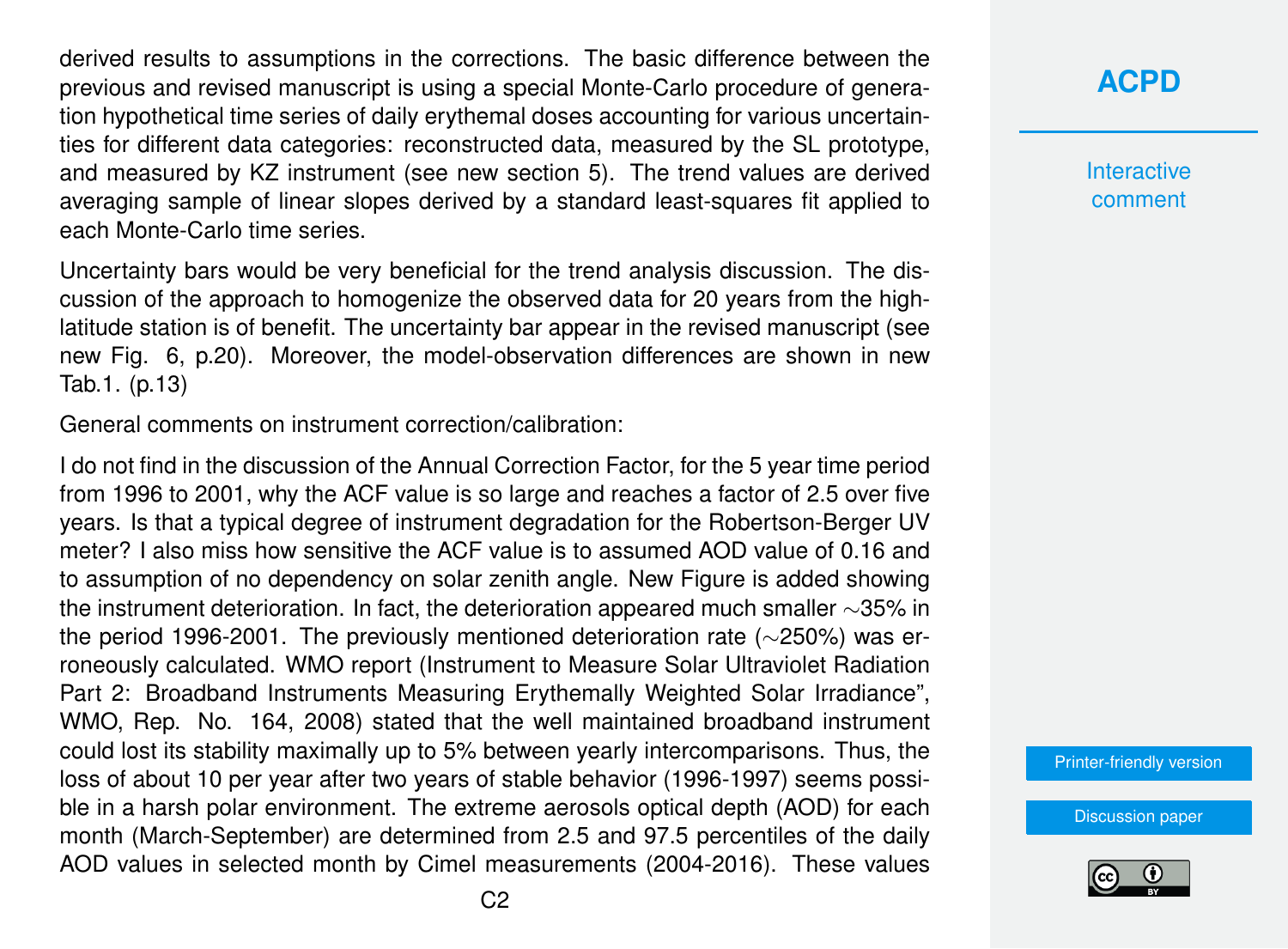derived results to assumptions in the corrections. The basic difference between the previous and revised manuscript is using a special Monte-Carlo procedure of generation hypothetical time series of daily erythemal doses accounting for various uncertainties for different data categories: reconstructed data, measured by the SL prototype, and measured by KZ instrument (see new section 5). The trend values are derived averaging sample of linear slopes derived by a standard least-squares fit applied to each Monte-Carlo time series.

Uncertainty bars would be very beneficial for the trend analysis discussion. The discussion of the approach to homogenize the observed data for 20 years from the high-latitude station is of benefit. The uncertainty bar appear in the revised manuscript (see new Fig. 6, p.20). Moreover, the model-observation differences are shown in new Tab.1. (p.13)

General comments on instrument correction/calibration:

I do not find in the discussion of the Annual Correction Factor, for the 5 year time period from 1996 to 2001, why the ACF value is so large and reaches a factor of 2.5 over five years. Is that a typical degree of instrument degradation for the Robertson-Berger UV meter? I also miss how sensitive the ACF value is to assumed AOD value of 0.16 and to assumption of no dependency on solar zenith angle. New Figure is added showing the instrument deterioration. In fact, the deterioration appeared much smaller ∼35% in the period 1996-2001. The previously mentioned deterioration rate (∼250%) was erroneously calculated. WMO report (Instrument to Measure Solar Ultraviolet Radiation Part 2: Broadband Instruments Measuring Erythemally Weighted Solar Irradiance", WMO, Rep. No. 164, 2008) stated that the well maintained broadband instrument could lost its stability maximally up to 5% between yearly intercomparisons. Thus, the loss of about 10 per year after two years of stable behavior (1996-1997) seems possible in a harsh polar environment. The extreme aerosols optical depth (AOD) for each month (March-September) are determined from 2.5 and 97.5 percentiles of the daily AOD values in selected month by Cimel measurements (2004-2016). These values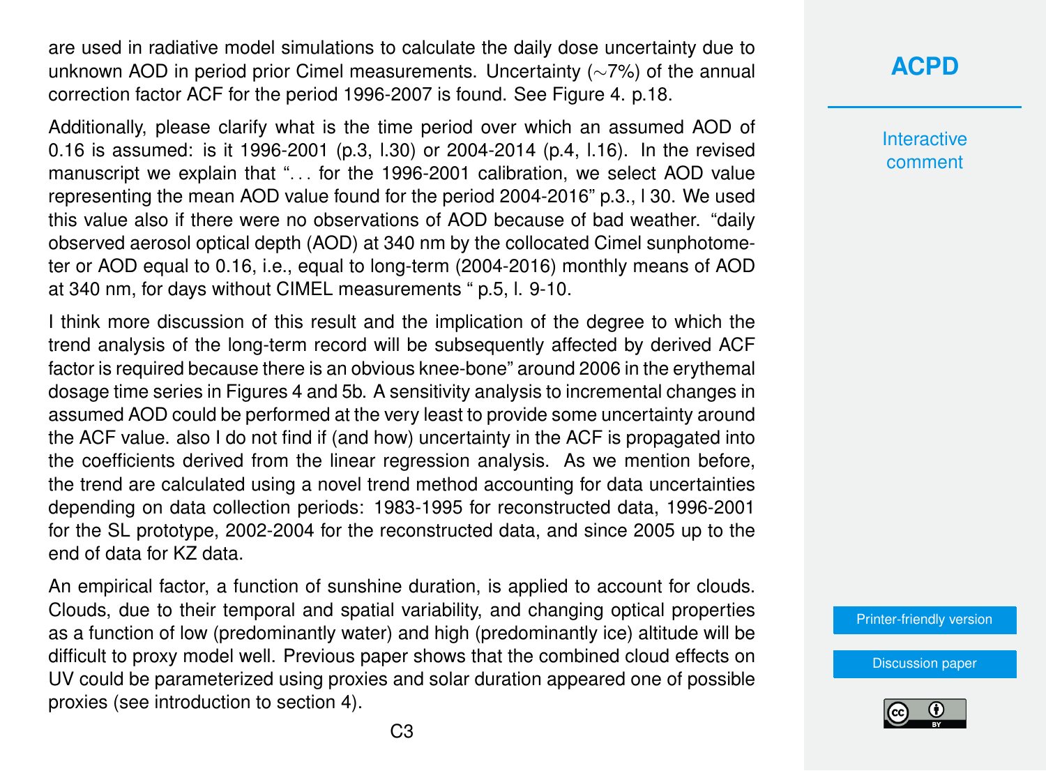are used in radiative model simulations to calculate the daily dose uncertainty due to unknown AOD in period prior Cimel measurements. Uncertainty (∼7%) of the annual correction factor ACF for the period 1996-2007 is found. See Figure 4. p.18.

Additionally, please clarify what is the time period over which an assumed AOD of 0.16 is assumed: is it 1996-2001 (p.3, l.30) or 2004-2014 (p.4, l.16). In the revised manuscript we explain that "... for the 1996-2001 calibration, we select AOD value representing the mean AOD value found for the period 2004-2016" p.3., l 30. We used this value also if there were no observations of AOD because of bad weather. "daily observed aerosol optical depth (AOD) at 340 nm by the collocated Cimel sunphotometer or AOD equal to 0.16, i.e., equal to long-term (2004-2016) monthly means of AOD at 340 nm, for days without CIMEL measurements " p.5, l. 9-10.

I think more discussion of this result and the implication of the degree to which the trend analysis of the long-term record will be subsequently affected by derived ACF factor is required because there is an obvious knee-bone" around 2006 in the erythemal dosage time series in Figures 4 and 5b. A sensitivity analysis to incremental changes in assumed AOD could be performed at the very least to provide some uncertainty around the ACF value. also I do not find if (and how) uncertainty in the ACF is propagated into the coefficients derived from the linear regression analysis. As we mention before, the trend are calculated using a novel trend method accounting for data uncertainties depending on data collection periods: 1983-1995 for reconstructed data, 1996-2001 for the SL prototype, 2002-2004 for the reconstructed data, and since 2005 up to the end of data for KZ data.

An empirical factor, a function of sunshine duration, is applied to account for clouds. Clouds, due to their temporal and spatial variability, and changing optical properties as a function of low (predominantly water) and high (predominantly ice) altitude will be difficult to proxy model well. Previous paper shows that the combined cloud effects on UV could be parameterized using proxies and solar duration appeared one of possible proxies (see introduction to section 4).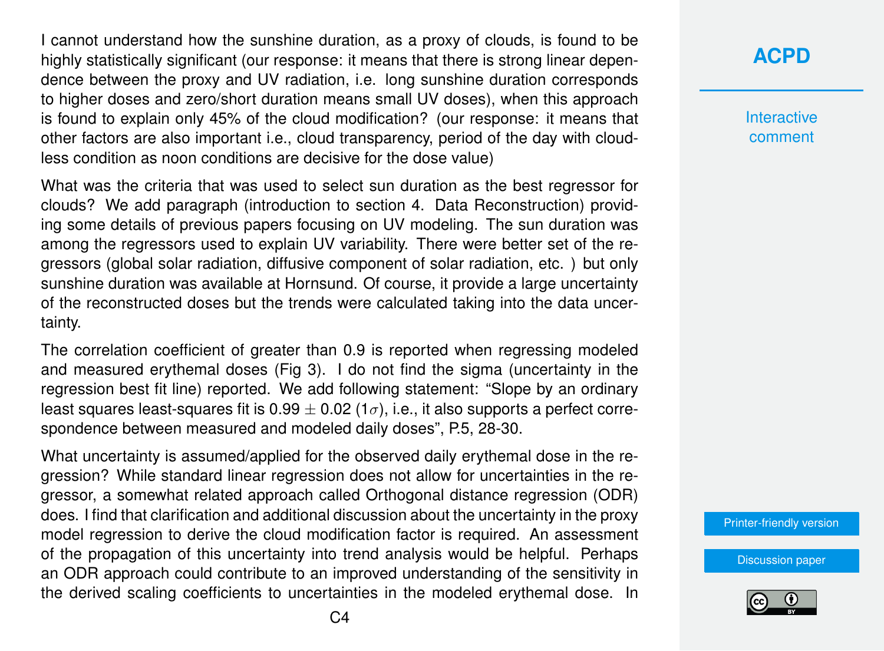I cannot understand how the sunshine duration, as a proxy of clouds, is found to be highly statistically significant (our response: it means that there is strong linear dependence between the proxy and UV radiation, i.e. long sunshine duration corresponds to higher doses and zero/short duration means small UV doses), when this approach is found to explain only 45% of the cloud modification? (our response: it means that other factors are also important i.e., cloud transparency, period of the day with cloudless condition as noon conditions are decisive for the dose value)

What was the criteria that was used to select sun duration as the best regressor for clouds? We add paragraph (introduction to section 4. Data Reconstruction) providing some details of previous papers focusing on UV modeling. The sun duration was among the regressors used to explain UV variability. There were better set of the regressors (global solar radiation, diffusive component of solar radiation, etc. ) but only sunshine duration was available at Hornsund. Of course, it provide a large uncertainty of the reconstructed doses but the trends were calculated taking into the data uncertainty.

The correlation coefficient of greater than 0.9 is reported when regressing modeled and measured erythemal doses (Fig 3). I do not find the sigma (uncertainty in the regression best fit line) reported. We add following statement: "Slope by an ordinary least squares least-squares fit is 0.99 $\pm$ 0.02 (1$\sigma$), i.e., it also supports a perfect correspondence between measured and modeled daily doses", P.5, 28-30.

What uncertainty is assumed/applied for the observed daily erythemal dose in the regression? While standard linear regression does not allow for uncertainties in the regressor, a somewhat related approach called Orthogonal distance regression (ODR) does. I find that clarification and additional discussion about the uncertainty in the proxy model regression to derive the cloud modification factor is required. An assessment of the propagation of this uncertainty into trend analysis would be helpful. Perhaps an ODR approach could contribute to an improved understanding of the sensitivity in the derived scaling coefficients to uncertainties in the modeled erythemal dose. In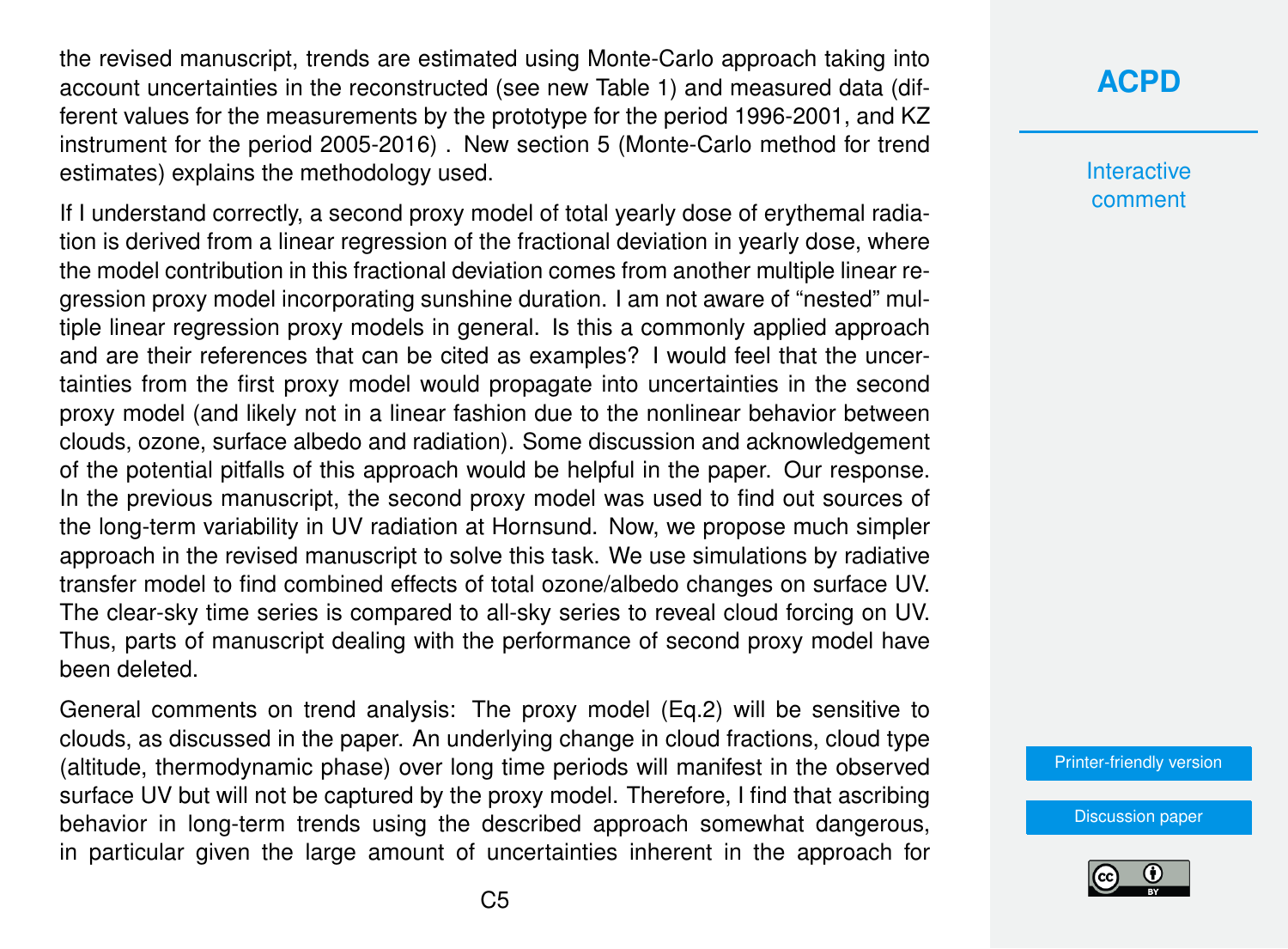the revised manuscript, trends are estimated using Monte-Carlo approach taking into account uncertainties in the reconstructed (see new Table 1) and measured data (different values for the measurements by the prototype for the period 1996-2001, and KZ instrument for the period 2005-2016) . New section 5 (Monte-Carlo method for trend estimates) explains the methodology used.

If I understand correctly, a second proxy model of total yearly dose of erythemal radiation is derived from a linear regression of the fractional deviation in yearly dose, where the model contribution in this fractional deviation comes from another multiple linear regression proxy model incorporating sunshine duration. I am not aware of "nested" multiple linear regression proxy models in general. Is this a commonly applied approach and are their references that can be cited as examples? I would feel that the uncertainties from the first proxy model would propagate into uncertainties in the second proxy model (and likely not in a linear fashion due to the nonlinear behavior between clouds, ozone, surface albedo and radiation). Some discussion and acknowledgement of the potential pitfalls of this approach would be helpful in the paper. Our response. In the previous manuscript, the second proxy model was used to find out sources of the long-term variability in UV radiation at Hornsund. Now, we propose much simpler approach in the revised manuscript to solve this task. We use simulations by radiative transfer model to find combined effects of total ozone/albedo changes on surface UV. The clear-sky time series is compared to all-sky series to reveal cloud forcing on UV. Thus, parts of manuscript dealing with the performance of second proxy model have been deleted.

General comments on trend analysis: The proxy model (Eq.2) will be sensitive to clouds, as discussed in the paper. An underlying change in cloud fractions, cloud type (altitude, thermodynamic phase) over long time periods will manifest in the observed surface UV but will not be captured by the proxy model. Therefore, I find that ascribing behavior in long-term trends using the described approach somewhat dangerous, in particular given the large amount of uncertainties inherent in the approach for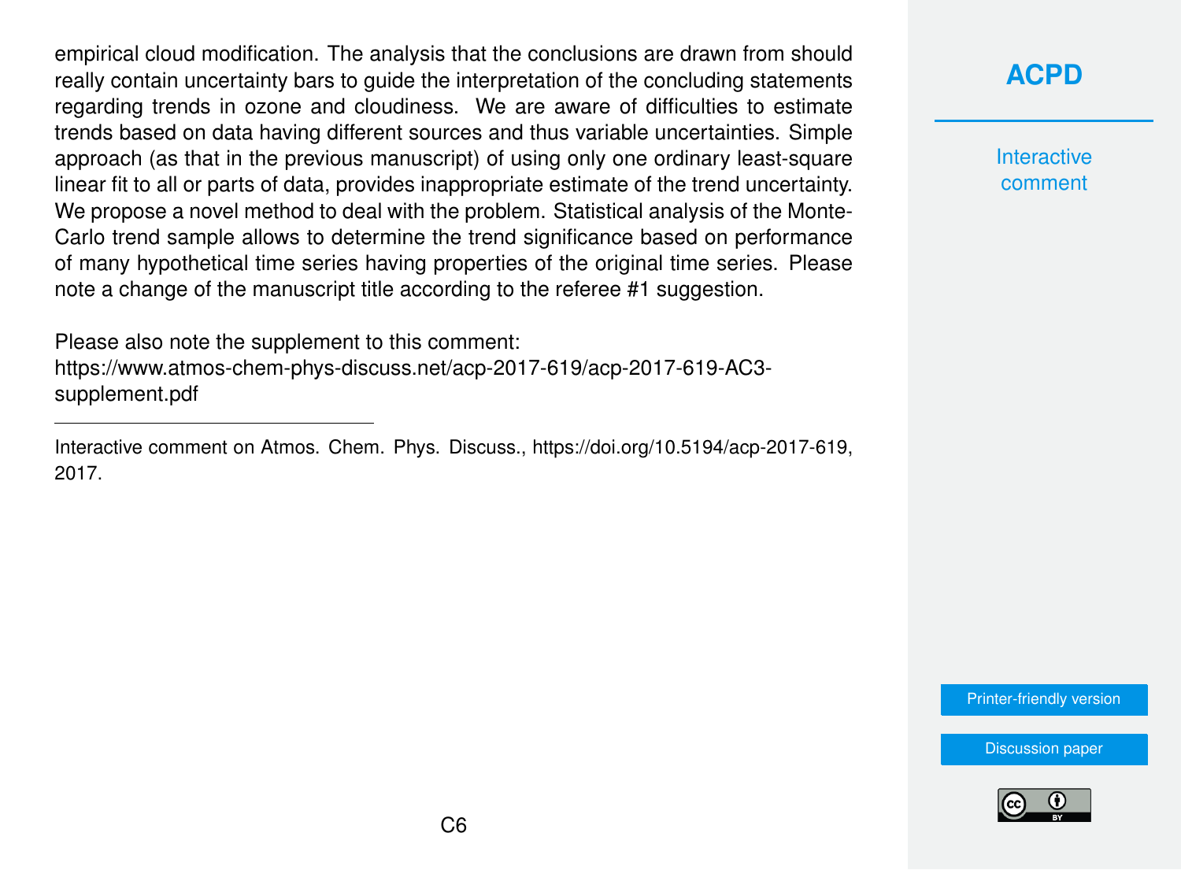empirical cloud modification. The analysis that the conclusions are drawn from should really contain uncertainty bars to guide the interpretation of the concluding statements regarding trends in ozone and cloudiness. We are aware of difficulties to estimate trends based on data having different sources and thus variable uncertainties. Simple approach (as that in the previous manuscript) of using only one ordinary least-square linear fit to all or parts of data, provides inappropriate estimate of the trend uncertainty. We propose a novel method to deal with the problem. Statistical analysis of the Monte-Carlo trend sample allows to determine the trend significance based on performance of many hypothetical time series having properties of the original time series. Please note a change of the manuscript title according to the referee #1 suggestion.

Please also note the supplement to this comment:
https://www.atmos-chem-phys-discuss.net/acp-2017-619/acp-2017-619-AC3-supplement.pdf

---

Interactive comment on Atmos. Chem. Phys. Discuss., https://doi.org/10.5194/acp-2017-619, 2017.